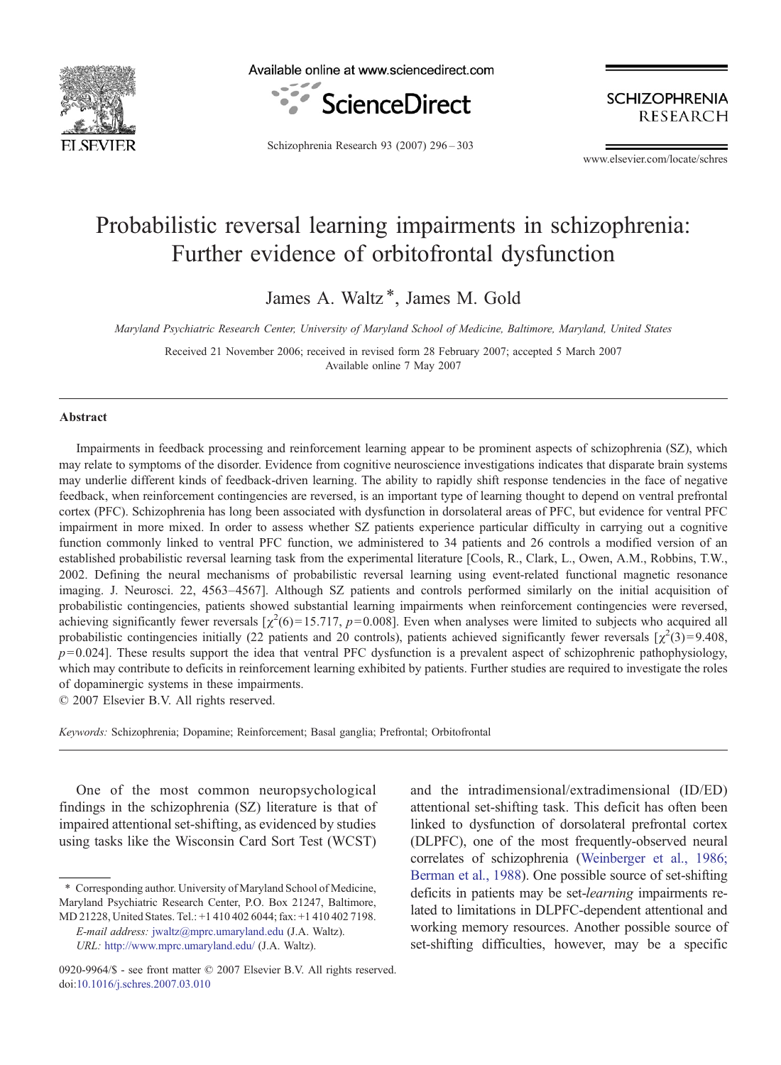# Probabilistic reversal learning impairments in schizophrenia: Further evidence of orbitofrontal dysfunction

James A. Waltz *, James M. Gold

*Maryland Psychiatric Research Center, University of Maryland School of Medicine, Baltimore, Maryland, United States*

Received 21 November 2006; received in revised form 28 February 2007; accepted 5 March 2007
Available online 7 May 2007

## Abstract

Impairments in feedback processing and reinforcement learning appear to be prominent aspects of schizophrenia (SZ), which may relate to symptoms of the disorder. Evidence from cognitive neuroscience investigations indicates that disparate brain systems may underlie different kinds of feedback-driven learning. The ability to rapidly shift response tendencies in the face of negative feedback, when reinforcement contingencies are reversed, is an important type of learning thought to depend on ventral prefrontal cortex (PFC). Schizophrenia has long been associated with dysfunction in dorsolateral areas of PFC, but evidence for ventral PFC impairment in more mixed. In order to assess whether SZ patients experience particular difficulty in carrying out a cognitive function commonly linked to ventral PFC function, we administered to 34 patients and 26 controls a modified version of an established probabilistic reversal learning task from the experimental literature [Cools, R., Clark, L., Owen, A.M., Robbins, T.W., 2002. Defining the neural mechanisms of probabilistic reversal learning using event-related functional magnetic resonance imaging. J. Neurosci. 22, 4563–4567]. Although SZ patients and controls performed similarly on the initial acquisition of probabilistic contingencies, patients showed substantial learning impairments when reinforcement contingencies were reversed, achieving significantly fewer reversals [$\chi^2(6) = 15.717$, $p = 0.008$]. Even when analyses were limited to subjects who acquired all probabilistic contingencies initially (22 patients and 20 controls), patients achieved significantly fewer reversals [$\chi^2(3) = 9.408$, $p = 0.024$]. These results support the idea that ventral PFC dysfunction is a prevalent aspect of schizophrenic pathophysiology, which may contribute to deficits in reinforcement learning exhibited by patients. Further studies are required to investigate the roles of dopaminergic systems in these impairments.

© 2007 Elsevier B.V. All rights reserved.

*Keywords:* Schizophrenia; Dopamine; Reinforcement; Basal ganglia; Prefrontal; Orbitofrontal

One of the most common neuropsychological findings in the schizophrenia (SZ) literature is that of impaired attentional set-shifting, as evidenced by studies using tasks like the Wisconsin Card Sort Test (WCST) and the intradimensional/extradimensional (ID/ED) attentional set-shifting task. This deficit has often been linked to dysfunction of dorsolateral prefrontal cortex (DLPFC), one of the most frequently-observed neural correlates of schizophrenia (Weinberger et al., 1986; Berman et al., 1988). One possible source of set-shifting deficits in patients may be set-*learning* impairments related to limitations in DLPFC-dependent attentional and working memory resources. Another possible source of set-shifting difficulties, however, may be a specific

* Corresponding author. University of Maryland School of Medicine, Maryland Psychiatric Research Center, P.O. Box 21247, Baltimore, MD 21228, United States. Tel.: +1 410 402 6044; fax: +1 410 402 7198.
*E-mail address:* jwaltz@mprc.umaryland.edu (J.A. Waltz).
*URL:* http://www.mprc.umaryland.edu/ (J.A. Waltz).

0920-9964/$ - see front matter © 2007 Elsevier B.V. All rights reserved.
doi:10.1016/j.schres.2007.03.010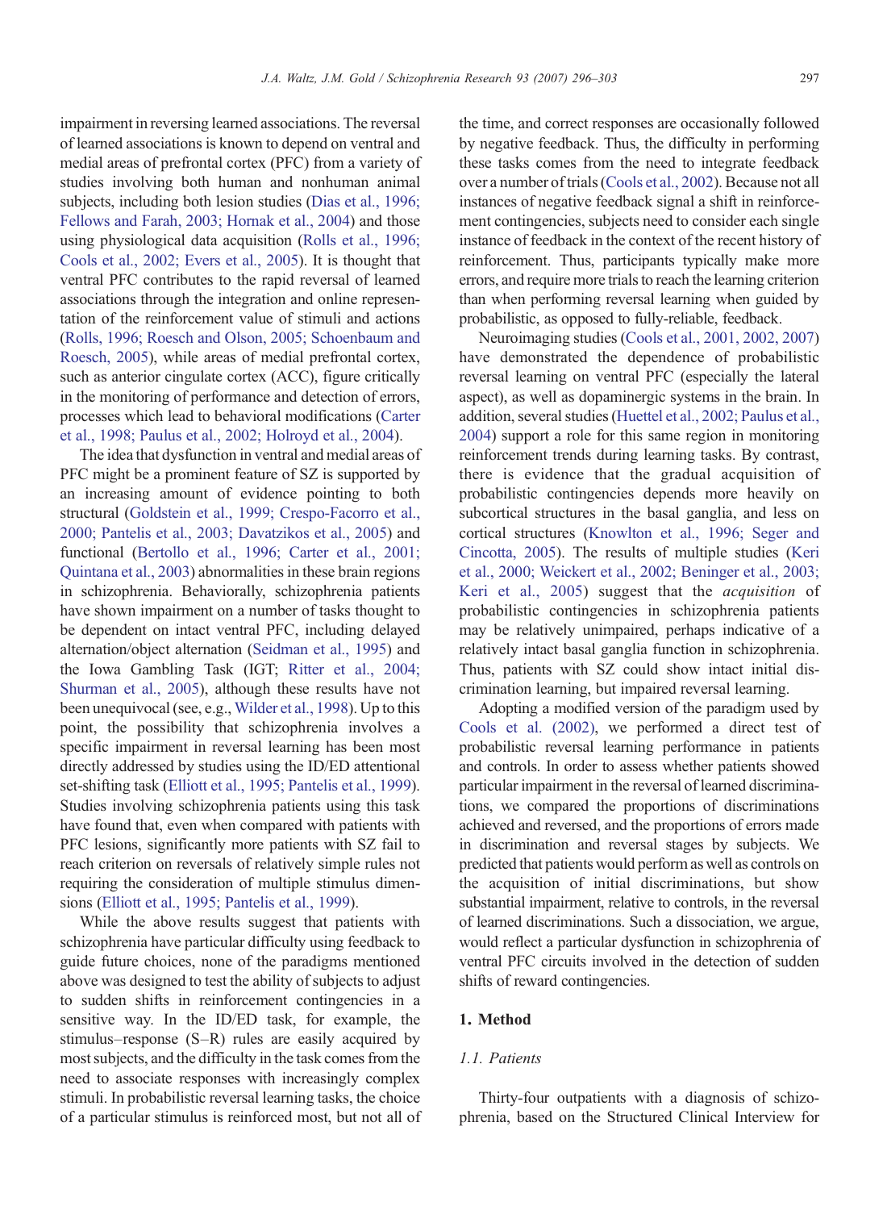impairment in reversing learned associations. The reversal of learned associations is known to depend on ventral and medial areas of prefrontal cortex (PFC) from a variety of studies involving both human and nonhuman animal subjects, including both lesion studies (Dias et al., 1996; Fellows and Farah, 2003; Hornak et al., 2004) and those using physiological data acquisition (Rolls et al., 1996; Cools et al., 2002; Evers et al., 2005). It is thought that ventral PFC contributes to the rapid reversal of learned associations through the integration and online representation of the reinforcement value of stimuli and actions (Rolls, 1996; Roesch and Olson, 2005; Schoenbaum and Roesch, 2005), while areas of medial prefrontal cortex, such as anterior cingulate cortex (ACC), figure critically in the monitoring of performance and detection of errors, processes which lead to behavioral modifications (Carter et al., 1998; Paulus et al., 2002; Holroyd et al., 2004).

The idea that dysfunction in ventral and medial areas of PFC might be a prominent feature of SZ is supported by an increasing amount of evidence pointing to both structural (Goldstein et al., 1999; Crespo-Facorro et al., 2000; Pantelis et al., 2003; Davatzikos et al., 2005) and functional (Bertollo et al., 1996; Carter et al., 2001; Quintana et al., 2003) abnormalities in these brain regions in schizophrenia. Behaviorally, schizophrenia patients have shown impairment on a number of tasks thought to be dependent on intact ventral PFC, including delayed alternation/object alternation (Seidman et al., 1995) and the Iowa Gambling Task (IGT; Ritter et al., 2004; Shurman et al., 2005), although these results have not been unequivocal (see, e.g., Wilder et al., 1998). Up to this point, the possibility that schizophrenia involves a specific impairment in reversal learning has been most directly addressed by studies using the ID/ED attentional set-shifting task (Elliott et al., 1995; Pantelis et al., 1999). Studies involving schizophrenia patients using this task have found that, even when compared with patients with PFC lesions, significantly more patients with SZ fail to reach criterion on reversals of relatively simple rules not requiring the consideration of multiple stimulus dimensions (Elliott et al., 1995; Pantelis et al., 1999).

While the above results suggest that patients with schizophrenia have particular difficulty using feedback to guide future choices, none of the paradigms mentioned above was designed to test the ability of subjects to adjust to sudden shifts in reinforcement contingencies in a sensitive way. In the ID/ED task, for example, the stimulus–response (S–R) rules are easily acquired by most subjects, and the difficulty in the task comes from the need to associate responses with increasingly complex stimuli. In probabilistic reversal learning tasks, the choice of a particular stimulus is reinforced most, but not all of the time, and correct responses are occasionally followed by negative feedback. Thus, the difficulty in performing these tasks comes from the need to integrate feedback over a number of trials (Cools et al., 2002). Because not all instances of negative feedback signal a shift in reinforcement contingencies, subjects need to consider each single instance of feedback in the context of the recent history of reinforcement. Thus, participants typically make more errors, and require more trials to reach the learning criterion than when performing reversal learning when guided by probabilistic, as opposed to fully-reliable, feedback.

Neuroimaging studies (Cools et al., 2001, 2002, 2007) have demonstrated the dependence of probabilistic reversal learning on ventral PFC (especially the lateral aspect), as well as dopaminergic systems in the brain. In addition, several studies (Huettel et al., 2002; Paulus et al., 2004) support a role for this same region in monitoring reinforcement trends during learning tasks. By contrast, there is evidence that the gradual acquisition of probabilistic contingencies depends more heavily on subcortical structures in the basal ganglia, and less on cortical structures (Knowlton et al., 1996; Seger and Cincotta, 2005). The results of multiple studies (Keri et al., 2000; Weickert et al., 2002; Beninger et al., 2003; Keri et al., 2005) suggest that the *acquisition* of probabilistic contingencies in schizophrenia patients may be relatively unimpaired, perhaps indicative of a relatively intact basal ganglia function in schizophrenia. Thus, patients with SZ could show intact initial discrimination learning, but impaired reversal learning.

Adopting a modified version of the paradigm used by Cools et al. (2002), we performed a direct test of probabilistic reversal learning performance in patients and controls. In order to assess whether patients showed particular impairment in the reversal of learned discriminations, we compared the proportions of discriminations achieved and reversed, and the proportions of errors made in discrimination and reversal stages by subjects. We predicted that patients would perform as well as controls on the acquisition of initial discriminations, but show substantial impairment, relative to controls, in the reversal of learned discriminations. Such a dissociation, we argue, would reflect a particular dysfunction in schizophrenia of ventral PFC circuits involved in the detection of sudden shifts of reward contingencies.

## 1. Method

### 1.1. Patients

Thirty-four outpatients with a diagnosis of schizophrenia, based on the Structured Clinical Interview for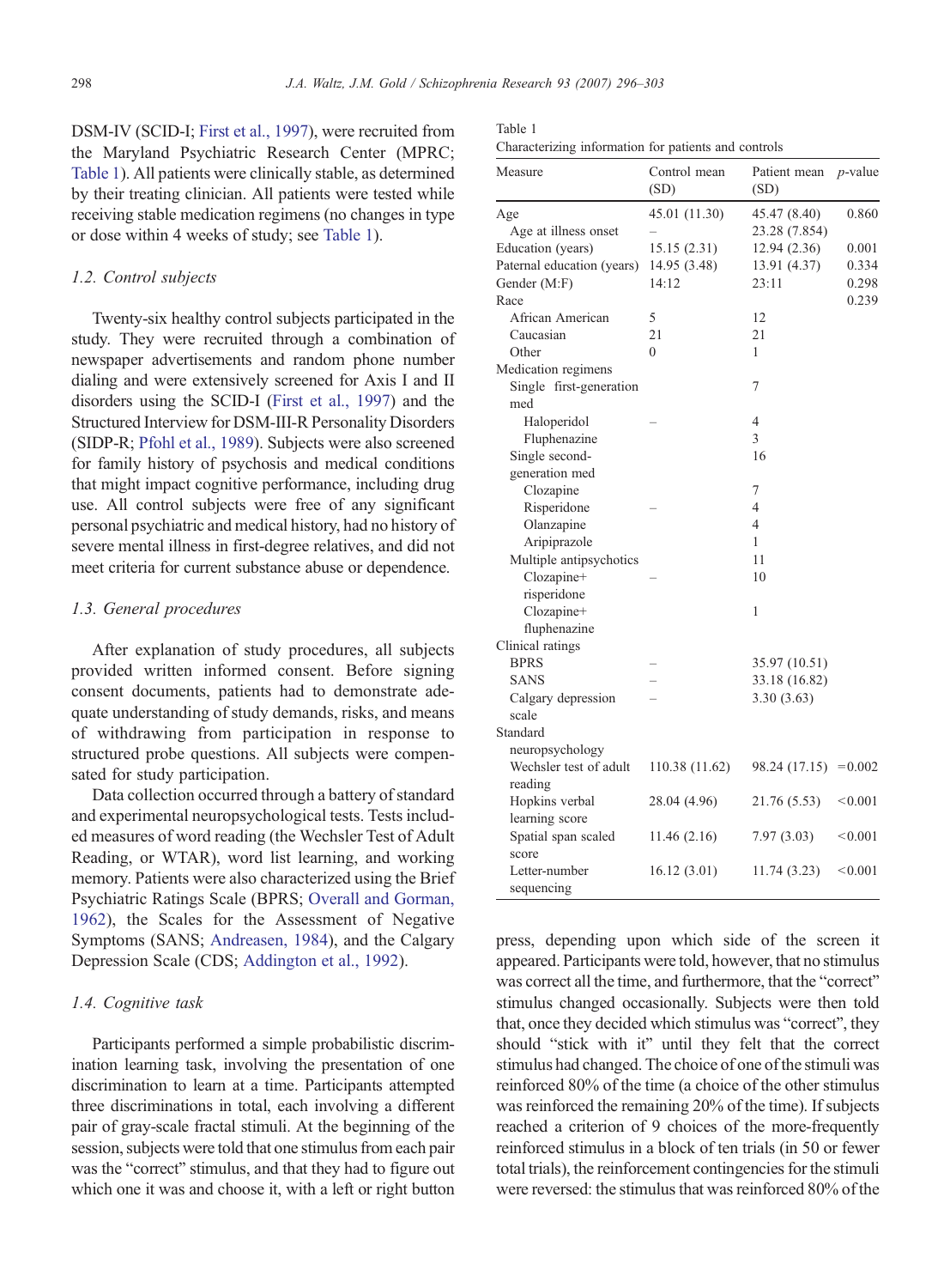DSM-IV (SCID-I; First et al., 1997), were recruited from the Maryland Psychiatric Research Center (MPRC; Table 1). All patients were clinically stable, as determined by their treating clinician. All patients were tested while receiving stable medication regimens (no changes in type or dose within 4 weeks of study; see Table 1).

### 1.2. Control subjects

Twenty-six healthy control subjects participated in the study. They were recruited through a combination of newspaper advertisements and random phone number dialing and were extensively screened for Axis I and II disorders using the SCID-I (First et al., 1997) and the Structured Interview for DSM-III-R Personality Disorders (SIDP-R; Pfohl et al., 1989). Subjects were also screened for family history of psychosis and medical conditions that might impact cognitive performance, including drug use. All control subjects were free of any significant personal psychiatric and medical history, had no history of severe mental illness in first-degree relatives, and did not meet criteria for current substance abuse or dependence.

### 1.3. General procedures

After explanation of study procedures, all subjects provided written informed consent. Before signing consent documents, patients had to demonstrate adequate understanding of study demands, risks, and means of withdrawing from participation in response to structured probe questions. All subjects were compensated for study participation.

Data collection occurred through a battery of standard and experimental neuropsychological tests. Tests included measures of word reading (the Wechsler Test of Adult Reading, or WTAR), word list learning, and working memory. Patients were also characterized using the Brief Psychiatric Ratings Scale (BPRS; Overall and Gorman, 1962), the Scales for the Assessment of Negative Symptoms (SANS; Andreasen, 1984), and the Calgary Depression Scale (CDS; Addington et al., 1992).

### 1.4. Cognitive task

Participants performed a simple probabilistic discrimination learning task, involving the presentation of one discrimination to learn at a time. Participants attempted three discriminations in total, each involving a different pair of gray-scale fractal stimuli. At the beginning of the session, subjects were told that one stimulus from each pair was the "correct" stimulus, and that they had to figure out which one it was and choose it, with a left or right button press, depending upon which side of the screen it appeared. Participants were told, however, that no stimulus was correct all the time, and furthermore, that the "correct" stimulus changed occasionally. Subjects were then told that, once they decided which stimulus was "correct", they should "stick with it" until they felt that the correct stimulus had changed. The choice of one of the stimuli was reinforced 80% of the time (a choice of the other stimulus was reinforced the remaining 20% of the time). If subjects reached a criterion of 9 choices of the more-frequently reinforced stimulus in a block of ten trials (in 50 or fewer total trials), the reinforcement contingencies for the stimuli were reversed: the stimulus that was reinforced 80% of the

Table 1
Characterizing information for patients and controls

| Measure | Control mean (SD) | Patient mean (SD) | *p*-value |
|---|---|---|---|
| Age | 45.01 (11.30) | 45.47 (8.40) | 0.860 |
| Age at illness onset | – | 23.28 (7.854) | |
| Education (years) | 15.15 (2.31) | 12.94 (2.36) | 0.001 |
| Paternal education (years) | 14.95 (3.48) | 13.91 (4.37) | 0.334 |
| Gender (M:F) | 14:12 | 23:11 | 0.298 |
| Race | | | 0.239 |
| African American | 5 | 12 | |
| Caucasian | 21 | 21 | |
| Other | 0 | 1 | |
| Medication regimens | | | |
| Single first-generation med | | 7 | |
| Haloperidol | – | 4 | |
| Fluphenazine | | 3 | |
| Single second-generation med | | 16 | |
| Clozapine | | 7 | |
| Risperidone | – | 4 | |
| Olanzapine | | 4 | |
| Aripiprazole | | 1 | |
| Multiple antipsychotics | | 11 | |
| Clozapine+risperidone | – | 10 | |
| Clozapine+fluphenazine | | 1 | |
| Clinical ratings | | | |
| BPRS | – | 35.97 (10.51) | |
| SANS | – | 33.18 (16.82) | |
| Calgary depression scale | – | 3.30 (3.63) | |
| Standard neuropsychology | | | |
| Wechsler test of adult reading | 110.38 (11.62) | 98.24 (17.15) | =0.002 |
| Hopkins verbal learning score | 28.04 (4.96) | 21.76 (5.53) | <0.001 |
| Spatial span scaled score | 11.46 (2.16) | 7.97 (3.03) | <0.001 |
| Letter-number sequencing | 16.12 (3.01) | 11.74 (3.23) | <0.001 |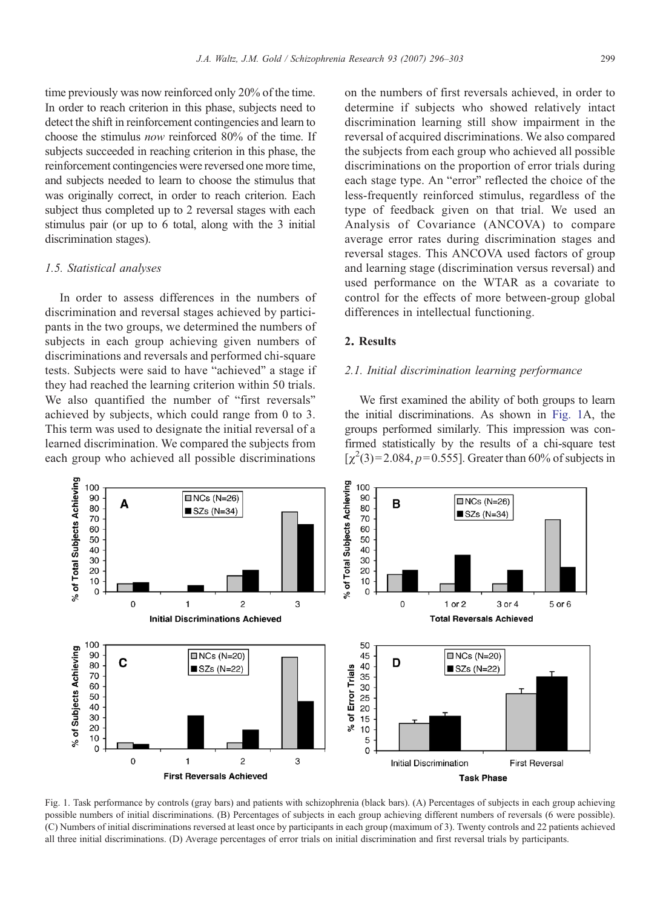time previously was now reinforced only 20% of the time. In order to reach criterion in this phase, subjects need to detect the shift in reinforcement contingencies and learn to choose the stimulus *now* reinforced 80% of the time. If subjects succeeded in reaching criterion in this phase, the reinforcement contingencies were reversed one more time, and subjects needed to learn to choose the stimulus that was originally correct, in order to reach criterion. Each subject thus completed up to 2 reversal stages with each stimulus pair (or up to 6 total, along with the 3 initial discrimination stages).

### 1.5. Statistical analyses

In order to assess differences in the numbers of discrimination and reversal stages achieved by participants in the two groups, we determined the numbers of subjects in each group achieving given numbers of discriminations and reversals and performed chi-square tests. Subjects were said to have "achieved" a stage if they had reached the learning criterion within 50 trials. We also quantified the number of "first reversals" achieved by subjects, which could range from 0 to 3. This term was used to designate the initial reversal of a learned discrimination. We compared the subjects from each group who achieved all possible discriminations on the numbers of first reversals achieved, in order to determine if subjects who showed relatively intact discrimination learning still show impairment in the reversal of acquired discriminations. We also compared the subjects from each group who achieved all possible discriminations on the proportion of error trials during each stage type. An "error" reflected the choice of the less-frequently reinforced stimulus, regardless of the type of feedback given on that trial. We used an Analysis of Covariance (ANCOVA) to compare average error rates during discrimination stages and reversal stages. This ANCOVA used factors of group and learning stage (discrimination versus reversal) and used performance on the WTAR as a covariate to control for the effects of more between-group global differences in intellectual functioning.

## 2. Results

### 2.1. Initial discrimination learning performance

We first examined the ability of both groups to learn the initial discriminations. As shown in Fig. 1A, the groups performed similarly. This impression was confirmed statistically by the results of a chi-square test [$\chi^2(3)=2.084, p=0.555$]. Greater than 60% of subjects in

Fig. 1. Task performance by controls (gray bars) and patients with schizophrenia (black bars). (A) Percentages of subjects in each group achieving possible numbers of initial discriminations. (B) Percentages of subjects in each group achieving different numbers of reversals (6 were possible). (C) Numbers of initial discriminations reversed at least once by participants in each group (maximum of 3). Twenty controls and 22 patients achieved all three initial discriminations. (D) Average percentages of error trials on initial discrimination and first reversal trials by participants.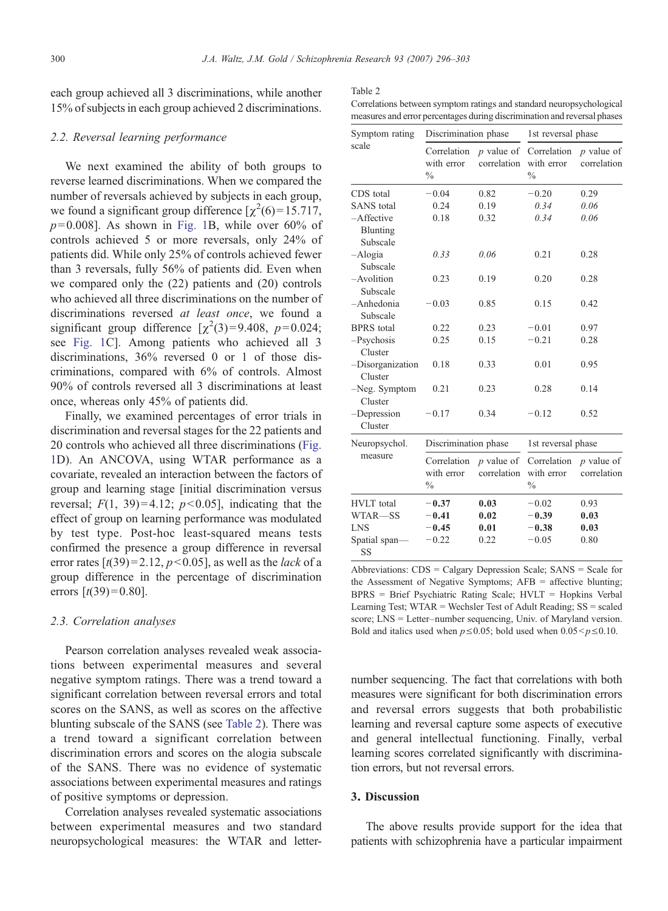each group achieved all 3 discriminations, while another 15% of subjects in each group achieved 2 discriminations.

### 2.2. Reversal learning performance

We next examined the ability of both groups to reverse learned discriminations. When we compared the number of reversals achieved by subjects in each group, we found a significant group difference [$\chi^2(6) = 15.717$, $p = 0.008$]. As shown in Fig. 1B, while over 60% of controls achieved 5 or more reversals, only 24% of patients did. While only 25% of controls achieved fewer than 3 reversals, fully 56% of patients did. Even when we compared only the (22) patients and (20) controls who achieved all three discriminations on the number of discriminations reversed *at least once*, we found a significant group difference [$\chi^2(3) = 9.408$, $p = 0.024$; see Fig. 1C]. Among patients who achieved all 3 discriminations, 36% reversed 0 or 1 of those discriminations, compared with 6% of controls. Almost 90% of controls reversed all 3 discriminations at least once, whereas only 45% of patients did.

Finally, we examined percentages of error trials in discrimination and reversal stages for the 22 patients and 20 controls who achieved all three discriminations (Fig. 1D). An ANCOVA, using WTAR performance as a covariate, revealed an interaction between the factors of group and learning stage [initial discrimination versus reversal; $F(1, 39) = 4.12$; $p < 0.05$], indicating that the effect of group on learning performance was modulated by test type. Post-hoc least-squared means tests confirmed the presence a group difference in reversal error rates [$t(39) = 2.12$, $p < 0.05$], as well as the *lack* of a group difference in the percentage of discrimination errors [$t(39) = 0.80$].

### 2.3. Correlation analyses

Pearson correlation analyses revealed weak associations between experimental measures and several negative symptom ratings. There was a trend toward a significant correlation between reversal errors and total scores on the SANS, as well as scores on the affective blunting subscale of the SANS (see Table 2). There was a trend toward a significant correlation between discrimination errors and scores on the alogia subscale of the SANS. There was no evidence of systematic associations between experimental measures and ratings of positive symptoms or depression.

Correlation analyses revealed systematic associations between experimental measures and two standard neuropsychological measures: the WTAR and letter-number sequencing. The fact that correlations with both measures were significant for both discrimination errors and reversal errors suggests that both probabilistic learning and reversal capture some aspects of executive and general intellectual functioning. Finally, verbal learning scores correlated significantly with discrimination errors, but not reversal errors.

Table 2
Correlations between symptom ratings and standard neuropsychological measures and error percentages during discrimination and reversal phases

| Symptom rating scale | Discrimination phase | | 1st reversal phase | |
|---|---|---|---|---|
| | Correlation with error % | *p* value of correlation | Correlation with error % | *p* value of correlation |
| CDS total | −0.04 | 0.82 | −0.20 | 0.29 |
| SANS total | 0.24 | 0.19 | *0.34* | *0.06* |
| –Affective Blunting Subscale | 0.18 | 0.32 | *0.34* | *0.06* |
| –Alogia Subscale | *0.33* | *0.06* | 0.21 | 0.28 |
| –Avolition Subscale | 0.23 | 0.19 | 0.20 | 0.28 |
| –Anhedonia Subscale | −0.03 | 0.85 | 0.15 | 0.42 |
| BPRS total | 0.22 | 0.23 | −0.01 | 0.97 |
| –Psychosis Cluster | 0.25 | 0.15 | −0.21 | 0.28 |
| –Disorganization Cluster | 0.18 | 0.33 | 0.01 | 0.95 |
| –Neg. Symptom Cluster | 0.21 | 0.23 | 0.28 | 0.14 |
| –Depression Cluster | −0.17 | 0.34 | −0.12 | 0.52 |
| **Neuropsychol. measure** | **Discrimination phase** | | **1st reversal phase** | |
| | Correlation with error % | *p* value of correlation | Correlation with error % | *p* value of correlation |
| HVLT total | **−0.37** | **0.03** | −0.02 | 0.93 |
| WTAR—SS | **−0.41** | **0.02** | **−0.39** | **0.03** |
| LNS | **−0.45** | **0.01** | **−0.38** | **0.03** |
| Spatial span—SS | −0.22 | 0.22 | −0.05 | 0.80 |

Abbreviations: CDS = Calgary Depression Scale; SANS = Scale for the Assessment of Negative Symptoms; AFB = affective blunting; BPRS = Brief Psychiatric Rating Scale; HVLT = Hopkins Verbal Learning Test; WTAR = Wechsler Test of Adult Reading; SS = scaled score; LNS = Letter–number sequencing, Univ. of Maryland version. Bold and italics used when $p \leq 0.05$; bold used when $0.05 < p \leq 0.10$.

## 3. Discussion

The above results provide support for the idea that patients with schizophrenia have a particular impairment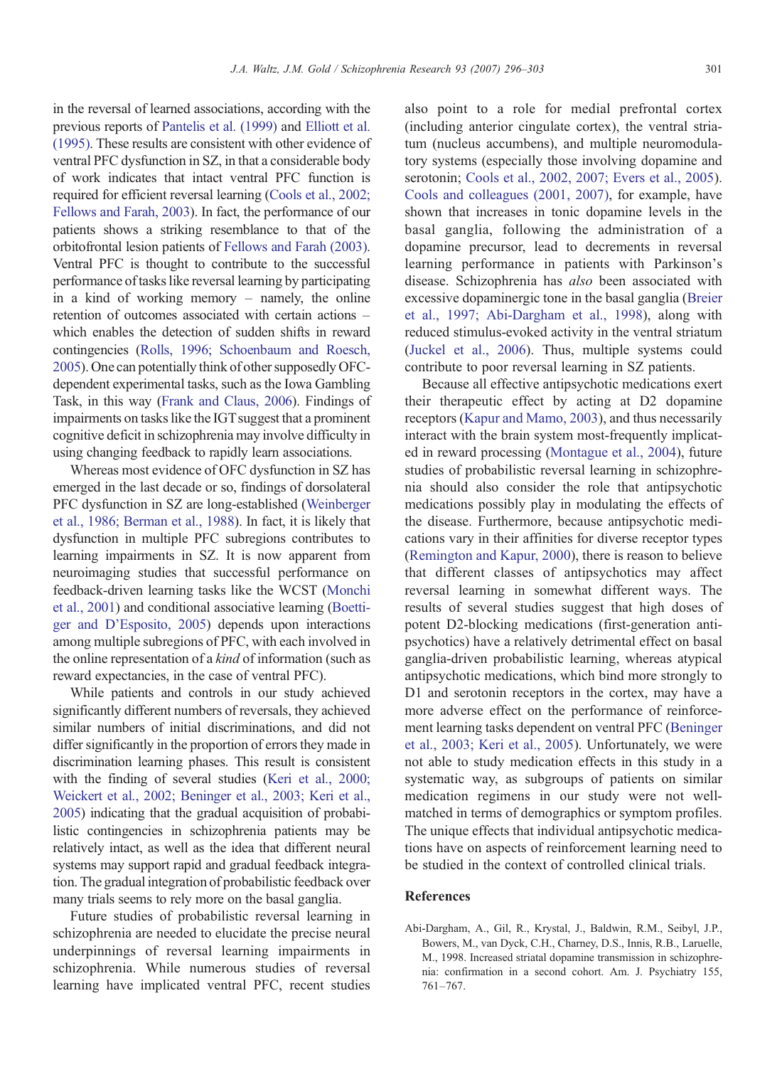in the reversal of learned associations, according with the previous reports of Pantelis et al. (1999) and Elliott et al. (1995). These results are consistent with other evidence of ventral PFC dysfunction in SZ, in that a considerable body of work indicates that intact ventral PFC function is required for efficient reversal learning (Cools et al., 2002; Fellows and Farah, 2003). In fact, the performance of our patients shows a striking resemblance to that of the orbitofrontal lesion patients of Fellows and Farah (2003). Ventral PFC is thought to contribute to the successful performance of tasks like reversal learning by participating in a kind of working memory – namely, the online retention of outcomes associated with certain actions – which enables the detection of sudden shifts in reward contingencies (Rolls, 1996; Schoenbaum and Roesch, 2005). One can potentially think of other supposedly OFC-dependent experimental tasks, such as the Iowa Gambling Task, in this way (Frank and Claus, 2006). Findings of impairments on tasks like the IGT suggest that a prominent cognitive deficit in schizophrenia may involve difficulty in using changing feedback to rapidly learn associations.

Whereas most evidence of OFC dysfunction in SZ has emerged in the last decade or so, findings of dorsolateral PFC dysfunction in SZ are long-established (Weinberger et al., 1986; Berman et al., 1988). In fact, it is likely that dysfunction in multiple PFC subregions contributes to learning impairments in SZ. It is now apparent from neuroimaging studies that successful performance on feedback-driven learning tasks like the WCST (Monchi et al., 2001) and conditional associative learning (Boettiger and D'Esposito, 2005) depends upon interactions among multiple subregions of PFC, with each involved in the online representation of a *kind* of information (such as reward expectancies, in the case of ventral PFC).

While patients and controls in our study achieved significantly different numbers of reversals, they achieved similar numbers of initial discriminations, and did not differ significantly in the proportion of errors they made in discrimination learning phases. This result is consistent with the finding of several studies (Keri et al., 2000; Weickert et al., 2002; Beninger et al., 2003; Keri et al., 2005) indicating that the gradual acquisition of probabilistic contingencies in schizophrenia patients may be relatively intact, as well as the idea that different neural systems may support rapid and gradual feedback integration. The gradual integration of probabilistic feedback over many trials seems to rely more on the basal ganglia.

Future studies of probabilistic reversal learning in schizophrenia are needed to elucidate the precise neural underpinnings of reversal learning impairments in schizophrenia. While numerous studies of reversal learning have implicated ventral PFC, recent studies also point to a role for medial prefrontal cortex (including anterior cingulate cortex), the ventral striatum (nucleus accumbens), and multiple neuromodulatory systems (especially those involving dopamine and serotonin; Cools et al., 2002, 2007; Evers et al., 2005). Cools and colleagues (2001, 2007), for example, have shown that increases in tonic dopamine levels in the basal ganglia, following the administration of a dopamine precursor, lead to decrements in reversal learning performance in patients with Parkinson's disease. Schizophrenia has *also* been associated with excessive dopaminergic tone in the basal ganglia (Breier et al., 1997; Abi-Dargham et al., 1998), along with reduced stimulus-evoked activity in the ventral striatum (Juckel et al., 2006). Thus, multiple systems could contribute to poor reversal learning in SZ patients.

Because all effective antipsychotic medications exert their therapeutic effect by acting at D2 dopamine receptors (Kapur and Mamo, 2003), and thus necessarily interact with the brain system most-frequently implicated in reward processing (Montague et al., 2004), future studies of probabilistic reversal learning in schizophrenia should also consider the role that antipsychotic medications possibly play in modulating the effects of the disease. Furthermore, because antipsychotic medications vary in their affinities for diverse receptor types (Remington and Kapur, 2000), there is reason to believe that different classes of antipsychotics may affect reversal learning in somewhat different ways. The results of several studies suggest that high doses of potent D2-blocking medications (first-generation antipsychotics) have a relatively detrimental effect on basal ganglia-driven probabilistic learning, whereas atypical antipsychotic medications, which bind more strongly to D1 and serotonin receptors in the cortex, may have a more adverse effect on the performance of reinforcement learning tasks dependent on ventral PFC (Beninger et al., 2003; Keri et al., 2005). Unfortunately, we were not able to study medication effects in this study in a systematic way, as subgroups of patients on similar medication regimens in our study were not well-matched in terms of demographics or symptom profiles. The unique effects that individual antipsychotic medications have on aspects of reinforcement learning need to be studied in the context of controlled clinical trials.

## References

Abi-Dargham, A., Gil, R., Krystal, J., Baldwin, R.M., Seibyl, J.P., Bowers, M., van Dyck, C.H., Charney, D.S., Innis, R.B., Laruelle, M., 1998. Increased striatal dopamine transmission in schizophrenia: confirmation in a second cohort. Am. J. Psychiatry 155, 761–767.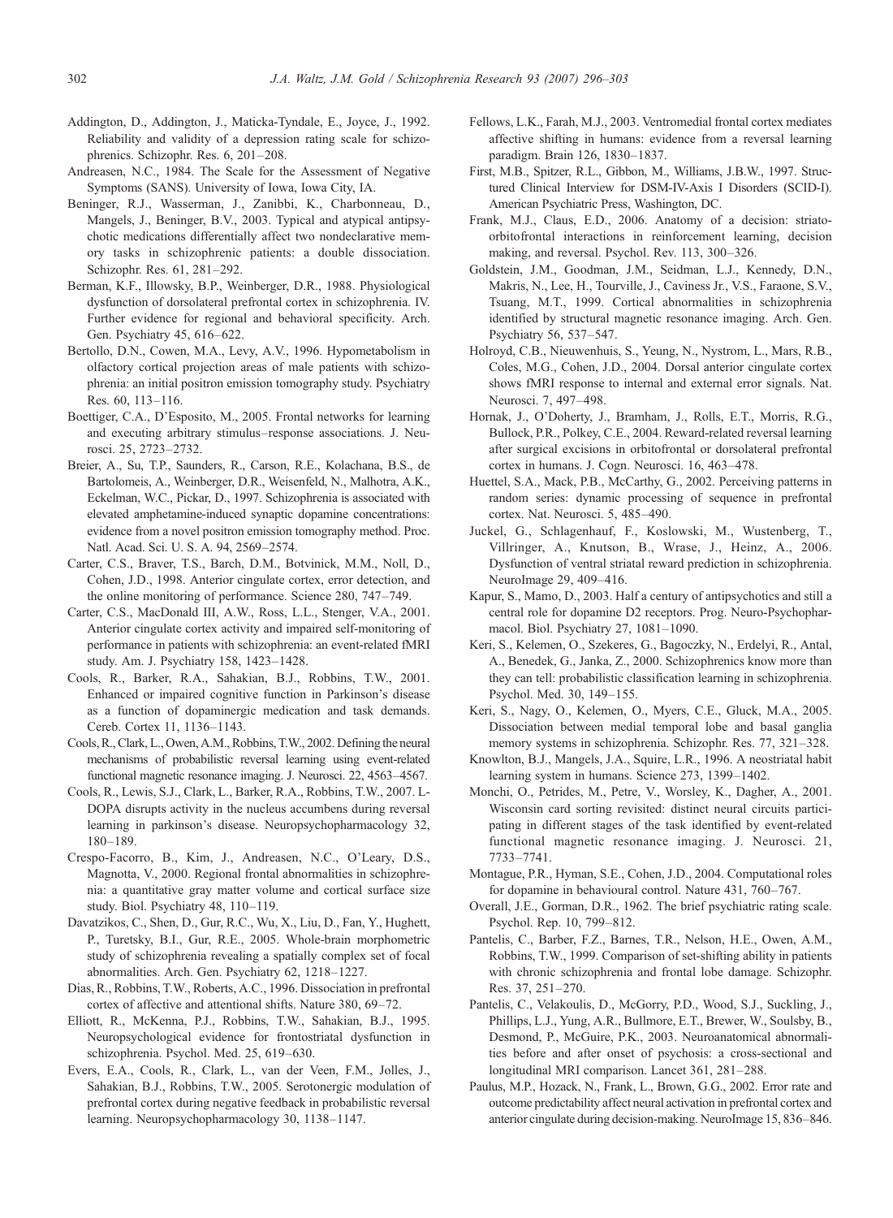Addington, D., Addington, J., Maticka-Tyndale, E., Joyce, J., 1992. Reliability and validity of a depression rating scale for schizophrenics. Schizophr. Res. 6, 201–208.

Andreasen, N.C., 1984. The Scale for the Assessment of Negative Symptoms (SANS). University of Iowa, Iowa City, IA.

Beninger, R.J., Wasserman, J., Zanibbi, K., Charbonneau, D., Mangels, J., Beninger, B.V., 2003. Typical and atypical antipsychotic medications differentially affect two nondeclarative memory tasks in schizophrenic patients: a double dissociation. Schizophr. Res. 61, 281–292.

Berman, K.F., Illowsky, B.P., Weinberger, D.R., 1988. Physiological dysfunction of dorsolateral prefrontal cortex in schizophrenia. IV. Further evidence for regional and behavioral specificity. Arch. Gen. Psychiatry 45, 616–622.

Bertollo, D.N., Cowen, M.A., Levy, A.V., 1996. Hypometabolism in olfactory cortical projection areas of male patients with schizophrenia: an initial positron emission tomography study. Psychiatry Res. 60, 113–116.

Boettiger, C.A., D'Esposito, M., 2005. Frontal networks for learning and executing arbitrary stimulus–response associations. J. Neurosci. 25, 2723–2732.

Breier, A., Su, T.P., Saunders, R., Carson, R.E., Kolachana, B.S., de Bartolomeis, A., Weinberger, D.R., Weisenfeld, N., Malhotra, A.K., Eckelman, W.C., Pickar, D., 1997. Schizophrenia is associated with elevated amphetamine-induced synaptic dopamine concentrations: evidence from a novel positron emission tomography method. Proc. Natl. Acad. Sci. U. S. A. 94, 2569–2574.

Carter, C.S., Braver, T.S., Barch, D.M., Botvinick, M.M., Noll, D., Cohen, J.D., 1998. Anterior cingulate cortex, error detection, and the online monitoring of performance. Science 280, 747–749.

Carter, C.S., MacDonald III, A.W., Ross, L.L., Stenger, V.A., 2001. Anterior cingulate cortex activity and impaired self-monitoring of performance in patients with schizophrenia: an event-related fMRI study. Am. J. Psychiatry 158, 1423–1428.

Cools, R., Barker, R.A., Sahakian, B.J., Robbins, T.W., 2001. Enhanced or impaired cognitive function in Parkinson's disease as a function of dopaminergic medication and task demands. Cereb. Cortex 11, 1136–1143.

Cools, R., Clark, L., Owen, A.M., Robbins, T.W., 2002. Defining the neural mechanisms of probabilistic reversal learning using event-related functional magnetic resonance imaging. J. Neurosci. 22, 4563–4567.

Cools, R., Lewis, S.J., Clark, L., Barker, R.A., Robbins, T.W., 2007. L-DOPA disrupts activity in the nucleus accumbens during reversal learning in parkinson's disease. Neuropsychopharmacology 32, 180–189.

Crespo-Facorro, B., Kim, J., Andreasen, N.C., O'Leary, D.S., Magnotta, V., 2000. Regional frontal abnormalities in schizophrenia: a quantitative gray matter volume and cortical surface size study. Biol. Psychiatry 48, 110–119.

Davatzikos, C., Shen, D., Gur, R.C., Wu, X., Liu, D., Fan, Y., Hughett, P., Turetsky, B.I., Gur, R.E., 2005. Whole-brain morphometric study of schizophrenia revealing a spatially complex set of focal abnormalities. Arch. Gen. Psychiatry 62, 1218–1227.

Dias, R., Robbins, T.W., Roberts, A.C., 1996. Dissociation in prefrontal cortex of affective and attentional shifts. Nature 380, 69–72.

Elliott, R., McKenna, P.J., Robbins, T.W., Sahakian, B.J., 1995. Neuropsychological evidence for frontostriatal dysfunction in schizophrenia. Psychol. Med. 25, 619–630.

Evers, E.A., Cools, R., Clark, L., van der Veen, F.M., Jolles, J., Sahakian, B.J., Robbins, T.W., 2005. Serotonergic modulation of prefrontal cortex during negative feedback in probabilistic reversal learning. Neuropsychopharmacology 30, 1138–1147.

Fellows, L.K., Farah, M.J., 2003. Ventromedial frontal cortex mediates affective shifting in humans: evidence from a reversal learning paradigm. Brain 126, 1830–1837.

First, M.B., Spitzer, R.L., Gibbon, M., Williams, J.B.W., 1997. Structured Clinical Interview for DSM-IV-Axis I Disorders (SCID-I). American Psychiatric Press, Washington, DC.

Frank, M.J., Claus, E.D., 2006. Anatomy of a decision: striato-orbitofrontal interactions in reinforcement learning, decision making, and reversal. Psychol. Rev. 113, 300–326.

Goldstein, J.M., Goodman, J.M., Seidman, L.J., Kennedy, D.N., Makris, N., Lee, H., Tourville, J., Caviness Jr., V.S., Faraone, S.V., Tsuang, M.T., 1999. Cortical abnormalities in schizophrenia identified by structural magnetic resonance imaging. Arch. Gen. Psychiatry 56, 537–547.

Holroyd, C.B., Nieuwenhuis, S., Yeung, N., Nystrom, L., Mars, R.B., Coles, M.G., Cohen, J.D., 2004. Dorsal anterior cingulate cortex shows fMRI response to internal and external error signals. Nat. Neurosci. 7, 497–498.

Hornak, J., O'Doherty, J., Bramham, J., Rolls, E.T., Morris, R.G., Bullock, P.R., Polkey, C.E., 2004. Reward-related reversal learning after surgical excisions in orbitofrontal or dorsolateral prefrontal cortex in humans. J. Cogn. Neurosci. 16, 463–478.

Huettel, S.A., Mack, P.B., McCarthy, G., 2002. Perceiving patterns in random series: dynamic processing of sequence in prefrontal cortex. Nat. Neurosci. 5, 485–490.

Juckel, G., Schlagenhauf, F., Koslowski, M., Wustenberg, T., Villringer, A., Knutson, B., Wrase, J., Heinz, A., 2006. Dysfunction of ventral striatal reward prediction in schizophrenia. NeuroImage 29, 409–416.

Kapur, S., Mamo, D., 2003. Half a century of antipsychotics and still a central role for dopamine D2 receptors. Prog. Neuro-Psychopharmacol. Biol. Psychiatry 27, 1081–1090.

Keri, S., Kelemen, O., Szekeres, G., Bagoczky, N., Erdelyi, R., Antal, A., Benedek, G., Janka, Z., 2000. Schizophrenics know more than they can tell: probabilistic classification learning in schizophrenia. Psychol. Med. 30, 149–155.

Keri, S., Nagy, O., Kelemen, O., Myers, C.E., Gluck, M.A., 2005. Dissociation between medial temporal lobe and basal ganglia memory systems in schizophrenia. Schizophr. Res. 77, 321–328.

Knowlton, B.J., Mangels, J.A., Squire, L.R., 1996. A neostriatal habit learning system in humans. Science 273, 1399–1402.

Monchi, O., Petrides, M., Petre, V., Worsley, K., Dagher, A., 2001. Wisconsin card sorting revisited: distinct neural circuits participating in different stages of the task identified by event-related functional magnetic resonance imaging. J. Neurosci. 21, 7733–7741.

Montague, P.R., Hyman, S.E., Cohen, J.D., 2004. Computational roles for dopamine in behavioural control. Nature 431, 760–767.

Overall, J.E., Gorman, D.R., 1962. The brief psychiatric rating scale. Psychol. Rep. 10, 799–812.

Pantelis, C., Barber, F.Z., Barnes, T.R., Nelson, H.E., Owen, A.M., Robbins, T.W., 1999. Comparison of set-shifting ability in patients with chronic schizophrenia and frontal lobe damage. Schizophr. Res. 37, 251–270.

Pantelis, C., Velakoulis, D., McGorry, P.D., Wood, S.J., Suckling, J., Phillips, L.J., Yung, A.R., Bullmore, E.T., Brewer, W., Soulsby, B., Desmond, P., McGuire, P.K., 2003. Neuroanatomical abnormalities before and after onset of psychosis: a cross-sectional and longitudinal MRI comparison. Lancet 361, 281–288.

Paulus, M.P., Hozack, N., Frank, L., Brown, G.G., 2002. Error rate and outcome predictability affect neural activation in prefrontal cortex and anterior cingulate during decision-making. NeuroImage 15, 836–846.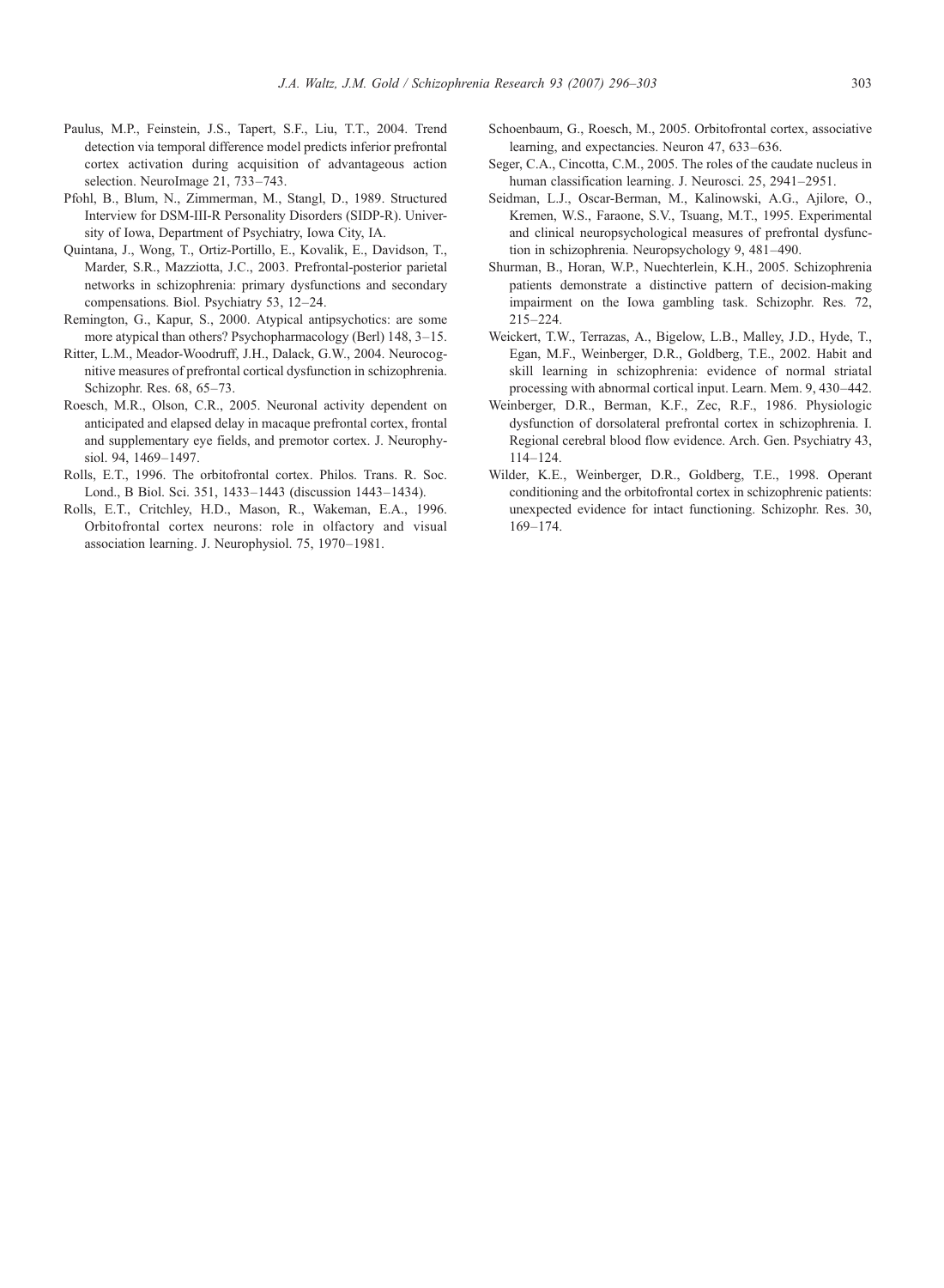Paulus, M.P., Feinstein, J.S., Tapert, S.F., Liu, T.T., 2004. Trend detection via temporal difference model predicts inferior prefrontal cortex activation during acquisition of advantageous action selection. NeuroImage 21, 733–743.

Pfohl, B., Blum, N., Zimmerman, M., Stangl, D., 1989. Structured Interview for DSM-III-R Personality Disorders (SIDP-R). University of Iowa, Department of Psychiatry, Iowa City, IA.

Quintana, J., Wong, T., Ortiz-Portillo, E., Kovalik, E., Davidson, T., Marder, S.R., Mazziotta, J.C., 2003. Prefrontal-posterior parietal networks in schizophrenia: primary dysfunctions and secondary compensations. Biol. Psychiatry 53, 12–24.

Remington, G., Kapur, S., 2000. Atypical antipsychotics: are some more atypical than others? Psychopharmacology (Berl) 148, 3–15.

Ritter, L.M., Meador-Woodruff, J.H., Dalack, G.W., 2004. Neurocognitive measures of prefrontal cortical dysfunction in schizophrenia. Schizophr. Res. 68, 65–73.

Roesch, M.R., Olson, C.R., 2005. Neuronal activity dependent on anticipated and elapsed delay in macaque prefrontal cortex, frontal and supplementary eye fields, and premotor cortex. J. Neurophysiol. 94, 1469–1497.

Rolls, E.T., 1996. The orbitofrontal cortex. Philos. Trans. R. Soc. Lond., B Biol. Sci. 351, 1433–1443 (discussion 1443–1434).

Rolls, E.T., Critchley, H.D., Mason, R., Wakeman, E.A., 1996. Orbitofrontal cortex neurons: role in olfactory and visual association learning. J. Neurophysiol. 75, 1970–1981.

Schoenbaum, G., Roesch, M., 2005. Orbitofrontal cortex, associative learning, and expectancies. Neuron 47, 633–636.

Seger, C.A., Cincotta, C.M., 2005. The roles of the caudate nucleus in human classification learning. J. Neurosci. 25, 2941–2951.

Seidman, L.J., Oscar-Berman, M., Kalinowski, A.G., Ajilore, O., Kremen, W.S., Faraone, S.V., Tsuang, M.T., 1995. Experimental and clinical neuropsychological measures of prefrontal dysfunction in schizophrenia. Neuropsychology 9, 481–490.

Shurman, B., Horan, W.P., Nuechterlein, K.H., 2005. Schizophrenia patients demonstrate a distinctive pattern of decision-making impairment on the Iowa gambling task. Schizophr. Res. 72, 215–224.

Weickert, T.W., Terrazas, A., Bigelow, L.B., Malley, J.D., Hyde, T., Egan, M.F., Weinberger, D.R., Goldberg, T.E., 2002. Habit and skill learning in schizophrenia: evidence of normal striatal processing with abnormal cortical input. Learn. Mem. 9, 430–442.

Weinberger, D.R., Berman, K.F., Zec, R.F., 1986. Physiologic dysfunction of dorsolateral prefrontal cortex in schizophrenia. I. Regional cerebral blood flow evidence. Arch. Gen. Psychiatry 43, 114–124.

Wilder, K.E., Weinberger, D.R., Goldberg, T.E., 1998. Operant conditioning and the orbitofrontal cortex in schizophrenic patients: unexpected evidence for intact functioning. Schizophr. Res. 30, 169–174.